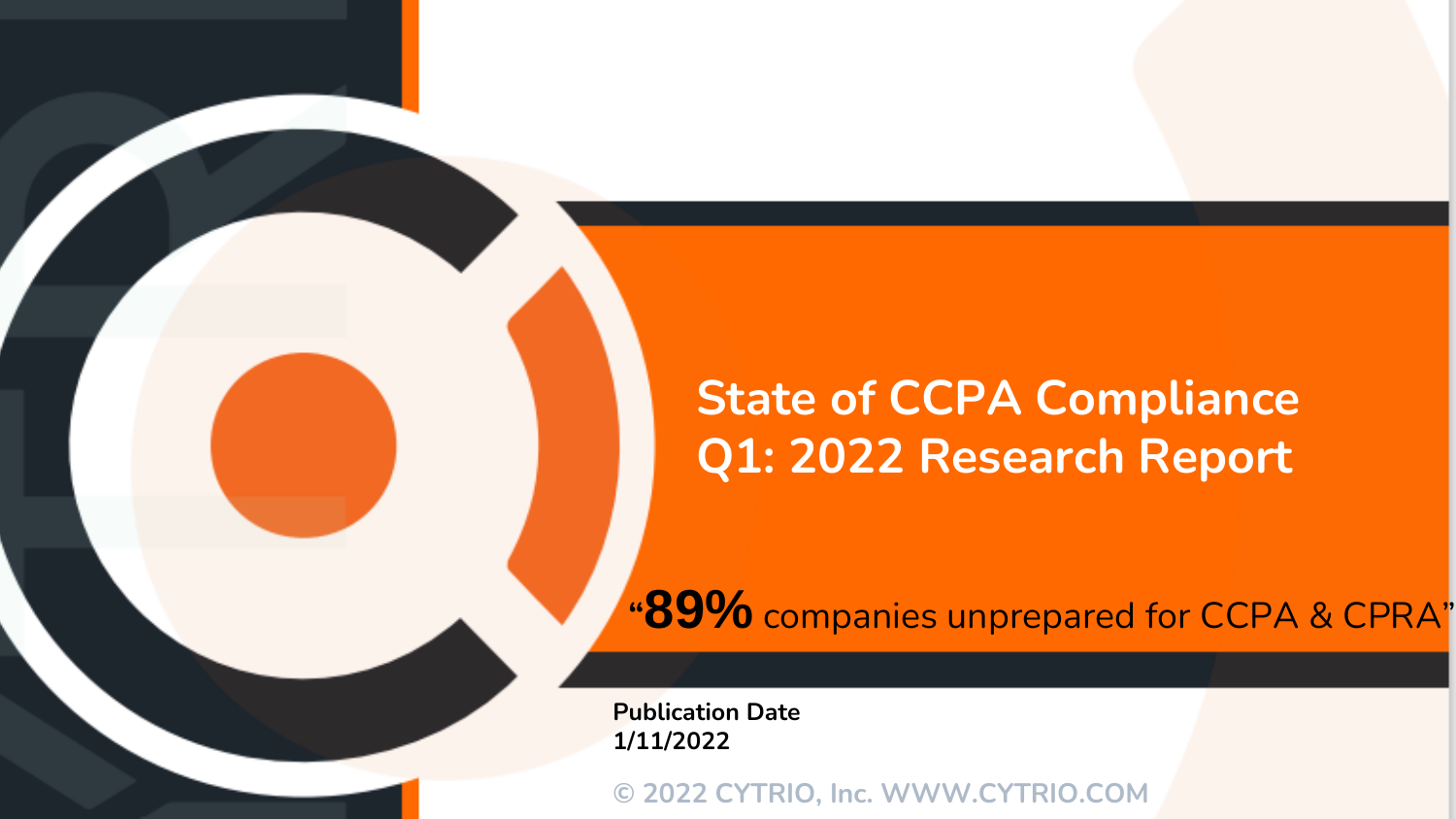# State of CCPA Compliance Q1: 2022 Research Report

"**89%** companies unprepared for CCPA & CPRA"

**Publication Date**
**1/11/2022**

© 2022 CYTRIO, Inc. WWW.CYTRIO.COM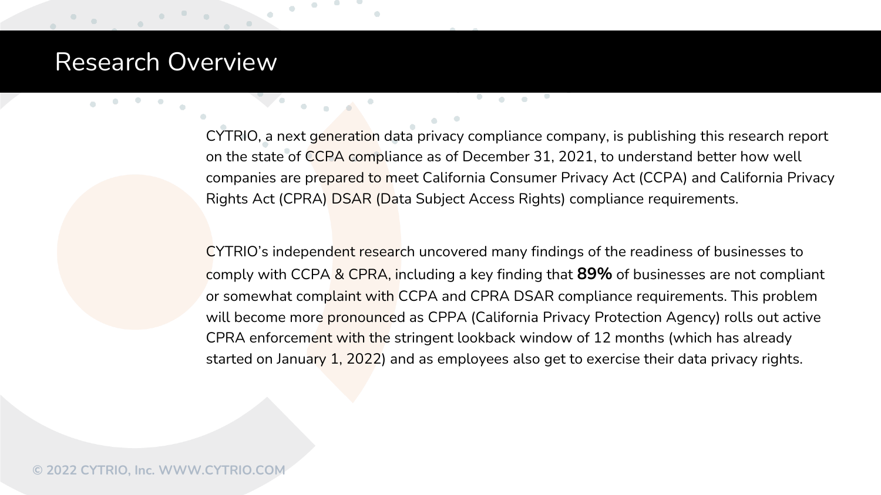# Research Overview

CYTRIO, a next generation data privacy compliance company, is publishing this research report on the state of CCPA compliance as of December 31, 2021, to understand better how well companies are prepared to meet California Consumer Privacy Act (CCPA) and California Privacy Rights Act (CPRA) DSAR (Data Subject Access Rights) compliance requirements.

CYTRIO's independent research uncovered many findings of the readiness of businesses to comply with CCPA & CPRA, including a key finding that **89%** of businesses are not compliant or somewhat complaint with CCPA and CPRA DSAR compliance requirements. This problem will become more pronounced as CPPA (California Privacy Protection Agency) rolls out active CPRA enforcement with the stringent lookback window of 12 months (which has already started on January 1, 2022) and as employees also get to exercise their data privacy rights.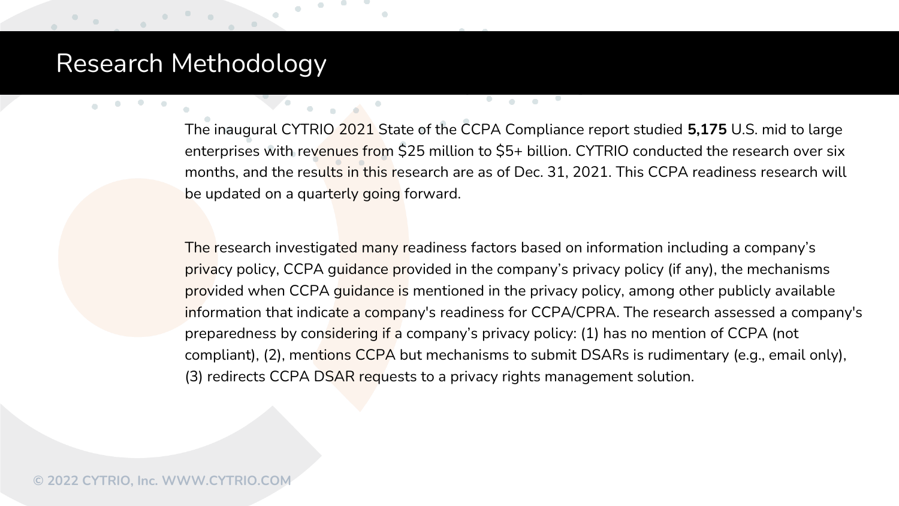# Research Methodology

The inaugural CYTRIO 2021 State of the CCPA Compliance report studied **5,175** U.S. mid to large enterprises with revenues from $25 million to $5+ billion. CYTRIO conducted the research over six months, and the results in this research are as of Dec. 31, 2021. This CCPA readiness research will be updated on a quarterly going forward.

The research investigated many readiness factors based on information including a company's privacy policy, CCPA guidance provided in the company's privacy policy (if any), the mechanisms provided when CCPA guidance is mentioned in the privacy policy, among other publicly available information that indicate a company's readiness for CCPA/CPRA. The research assessed a company's preparedness by considering if a company's privacy policy: (1) has no mention of CCPA (not compliant), (2), mentions CCPA but mechanisms to submit DSARs is rudimentary (e.g., email only), (3) redirects CCPA DSAR requests to a privacy rights management solution.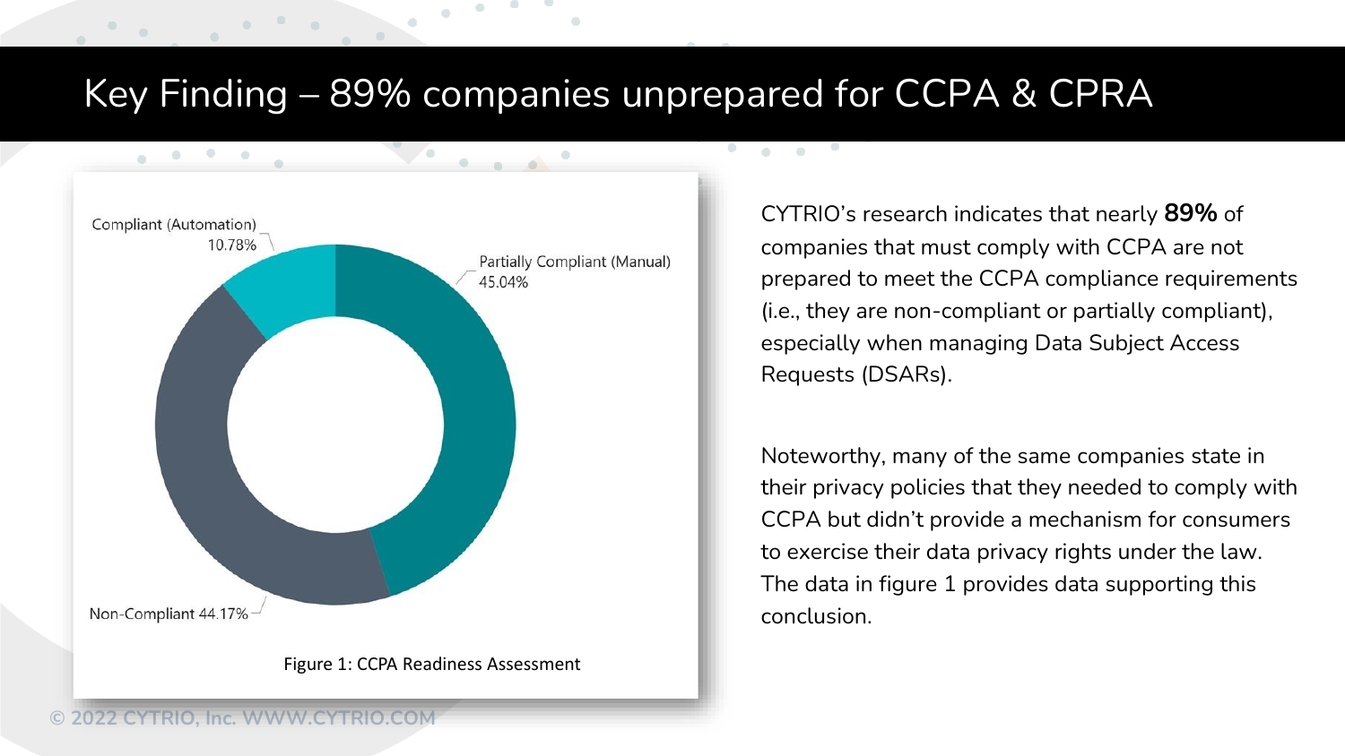# Key Finding – 89% companies unprepared for CCPA & CPRA

Compliant (Automation) 10.78%

Partially Compliant (Manual) 45.04%

Non-Compliant 44.17%

Figure 1: CCPA Readiness Assessment

CYTRIO's research indicates that nearly **89%** of companies that must comply with CCPA are not prepared to meet the CCPA compliance requirements (i.e., they are non-compliant or partially compliant), especially when managing Data Subject Access Requests (DSARs).

Noteworthy, many of the same companies state in their privacy policies that they needed to comply with CCPA but didn't provide a mechanism for consumers to exercise their data privacy rights under the law. The data in figure 1 provides data supporting this conclusion.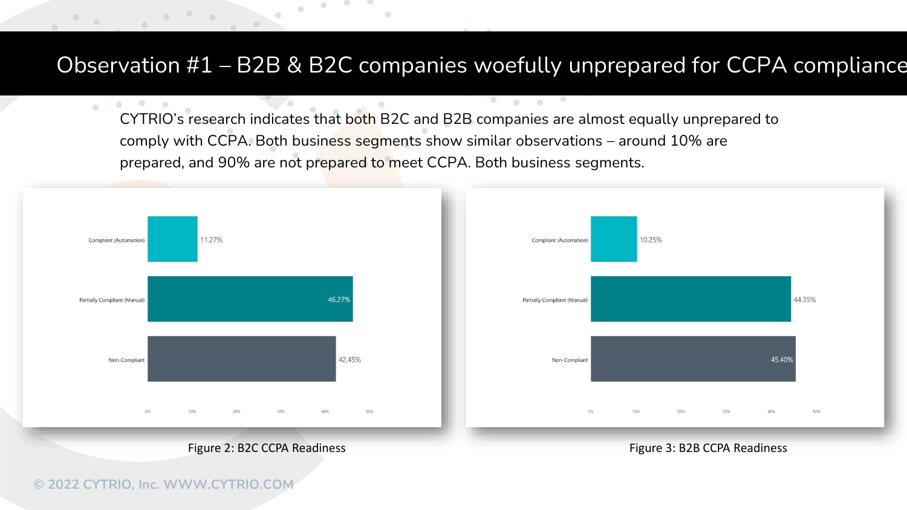# Observation #1 – B2B & B2C companies woefully unprepared for CCPA compliance

CYTRIO's research indicates that both B2C and B2B companies are almost equally unprepared to comply with CCPA. Both business segments show similar observations – around 10% are prepared, and 90% are not prepared to meet CCPA. Both business segments.

| Category | Percentage |
|---|---|
| Compliant (Automation) | 11.27% |
| Partially Compliant (Manual) | 46.27% |
| Non-Compliant | 42.45% |

Figure 2: B2C CCPA Readiness

| Category | Percentage |
|---|---|
| Compliant (Automation) | 10.25% |
| Partially Compliant (Manual) | 44.35% |
| Non-Compliant | 45.40% |

Figure 3: B2B CCPA Readiness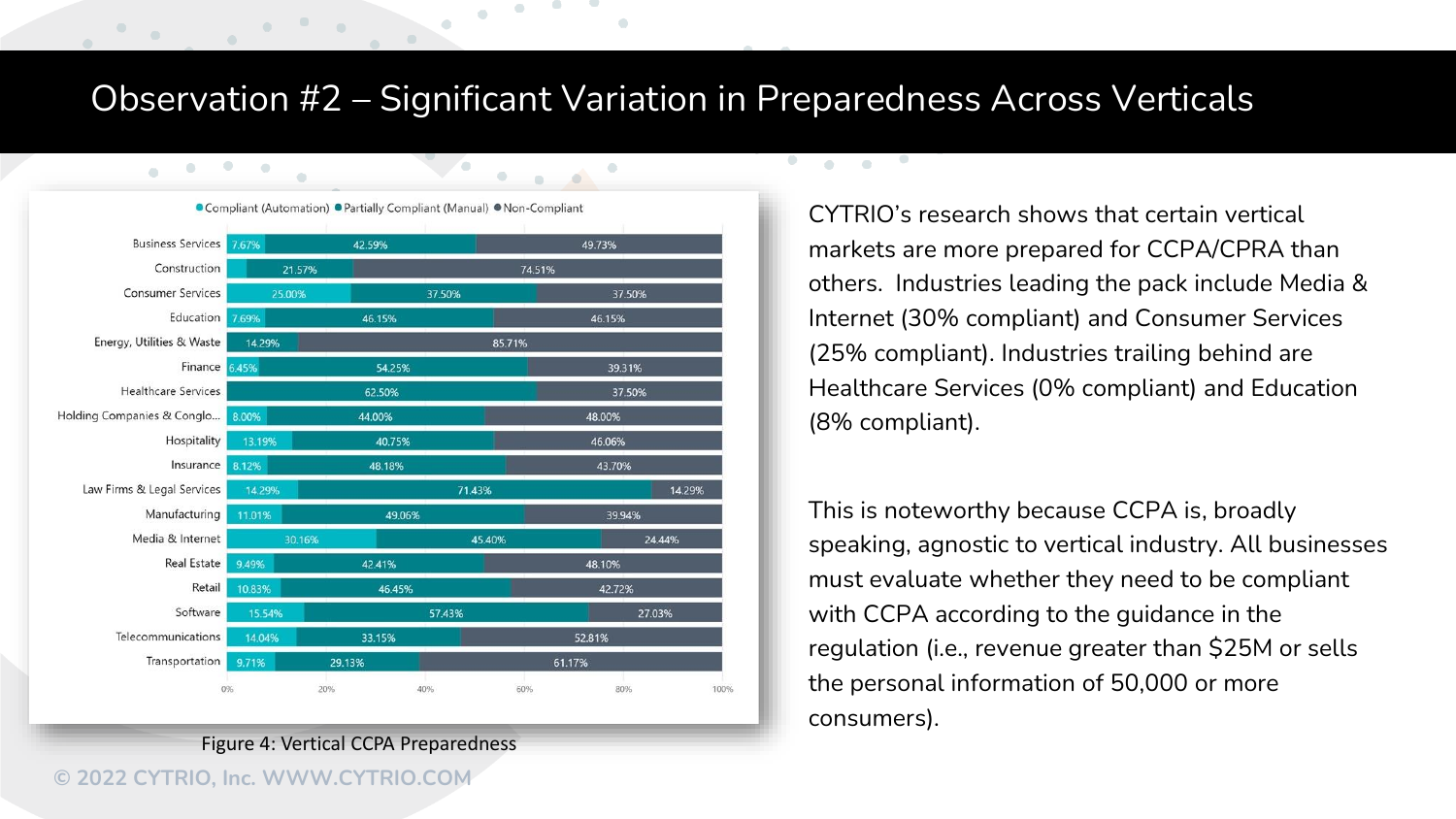# Observation #2 – Significant Variation in Preparedness Across Verticals

| Vertical | Compliant (Automation) | Partially Compliant (Manual) | Non-Compliant |
|---|---|---|---|
| Business Services | 7.67% | 42.59% | 49.73% |
| Construction | | 21.57% | 74.51% |
| Consumer Services | 25.00% | 37.50% | 37.50% |
| Education | 7.69% | 46.15% | 46.15% |
| Energy, Utilities & Waste | 14.29% | | 85.71% |
| Finance | 6.45% | 54.25% | 39.31% |
| Healthcare Services | | 62.50% | 37.50% |
| Holding Companies & Conglo... | 8.00% | 44.00% | 48.00% |
| Hospitality | 13.19% | 40.75% | 46.06% |
| Insurance | 8.12% | 48.18% | 43.70% |
| Law Firms & Legal Services | 14.29% | 71.43% | 14.29% |
| Manufacturing | 11.01% | 49.06% | 39.94% |
| Media & Internet | 30.16% | 45.40% | 24.44% |
| Real Estate | 9.49% | 42.41% | 48.10% |
| Retail | 10.83% | 46.45% | 42.72% |
| Software | 15.54% | 57.43% | 27.03% |
| Telecommunications | 14.04% | 33.15% | 52.81% |
| Transportation | 9.71% | 29.13% | 61.17% |

Figure 4: Vertical CCPA Preparedness

CYTRIO's research shows that certain vertical markets are more prepared for CCPA/CPRA than others. Industries leading the pack include Media & Internet (30% compliant) and Consumer Services (25% compliant). Industries trailing behind are Healthcare Services (0% compliant) and Education (8% compliant).

This is noteworthy because CCPA is, broadly speaking, agnostic to vertical industry. All businesses must evaluate whether they need to be compliant with CCPA according to the guidance in the regulation (i.e., revenue greater than $25M or sells the personal information of 50,000 or more consumers).

© 2022 CYTRIO, Inc. WWW.CYTRIO.COM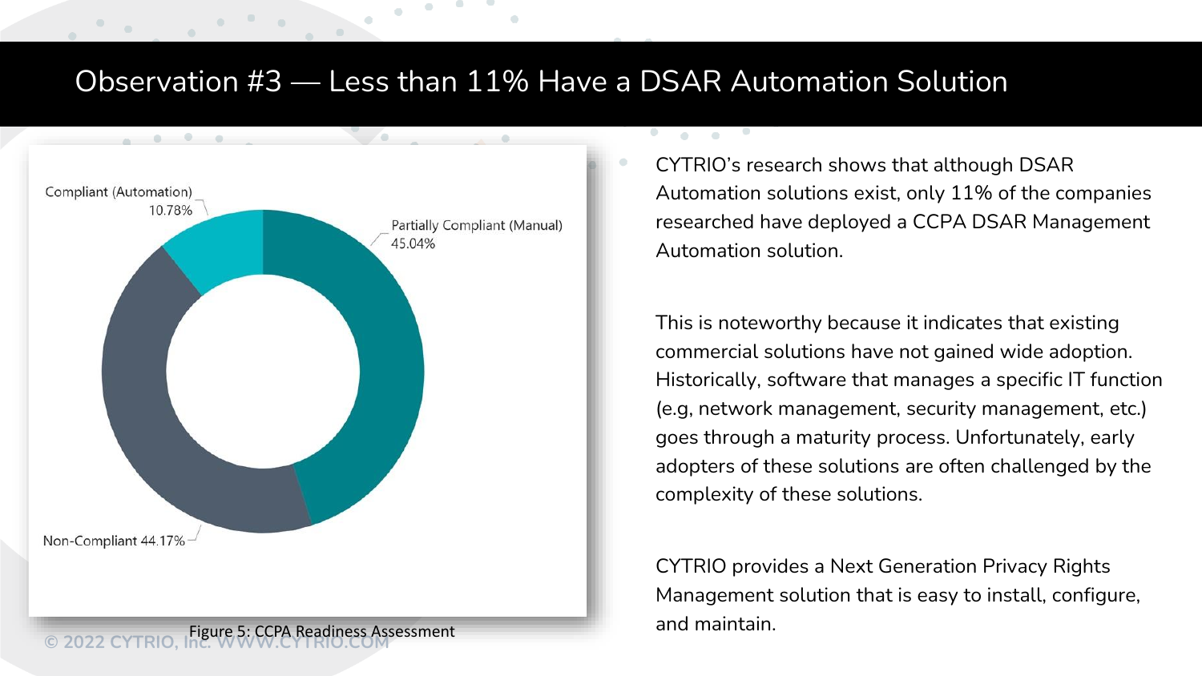# Observation #3 — Less than 11% Have a DSAR Automation Solution

Compliant (Automation) 10.78%

Partially Compliant (Manual) 45.04%

Non-Compliant 44.17%

Figure 5: CCPA Readiness Assessment

CYTRIO's research shows that although DSAR Automation solutions exist, only 11% of the companies researched have deployed a CCPA DSAR Management Automation solution.

This is noteworthy because it indicates that existing commercial solutions have not gained wide adoption. Historically, software that manages a specific IT function (e.g, network management, security management, etc.) goes through a maturity process. Unfortunately, early adopters of these solutions are often challenged by the complexity of these solutions.

CYTRIO provides a Next Generation Privacy Rights Management solution that is easy to install, configure, and maintain.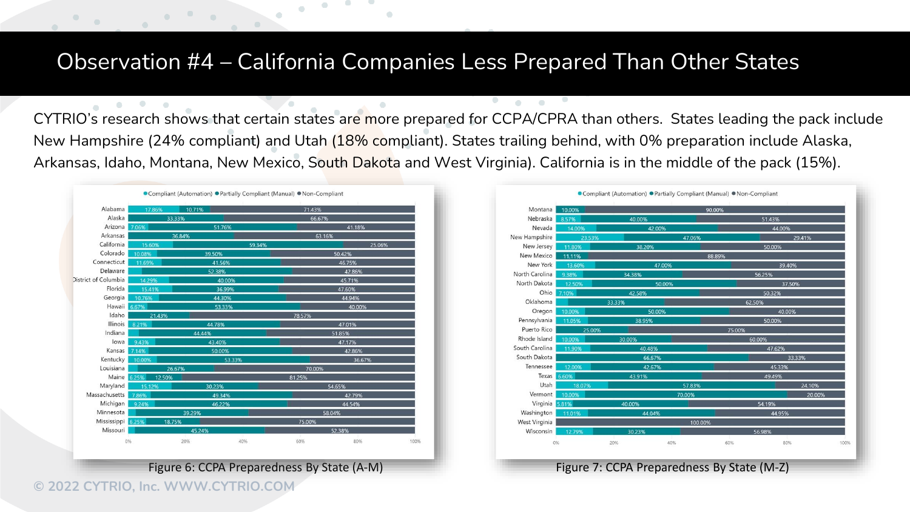# Observation #4 – California Companies Less Prepared Than Other States

CYTRIO's research shows that certain states are more prepared for CCPA/CPRA than others. States leading the pack include New Hampshire (24% compliant) and Utah (18% compliant). States trailing behind, with 0% preparation include Alaska, Arkansas, Idaho, Montana, New Mexico, South Dakota and West Virginia). California is in the middle of the pack (15%).

| State | Compliant (Automation) | Partially Compliant (Manual) | Non-Compliant |
|---|---|---|---|
| Alabama | 17.86% | 10.71% | 71.43% |
| Alaska | | 33.33% | 66.67% |
| Arizona | 7.06% | 51.76% | 41.18% |
| Arkansas | | 36.84% | 63.16% |
| California | 15.60% | 59.34% | 25.06% |
| Colorado | 10.08% | 39.50% | 50.42% |
| Connecticut | 11.69% | 41.56% | 46.75% |
| Delaware | | 52.38% | 42.86% |
| District of Columbia | 14.29% | 40.00% | 45.71% |
| Florida | 15.41% | 36.99% | 47.60% |
| Georgia | 10.76% | 44.30% | 44.94% |
| Hawaii | 6.67% | 53.33% | 40.00% |
| Idaho | | 21.43% | 78.57% |
| Illinois | 8.21% | 44.78% | 47.01% |
| Indiana | | 44.44% | 51.85% |
| Iowa | 9.43% | 43.40% | 47.17% |
| Kansas | 7.14% | 50.00% | 42.86% |
| Kentucky | 10.00% | 53.33% | 36.67% |
| Louisiana | | 26.67% | 70.00% |
| Maine | 6.25% | 12.50% | 81.25% |
| Maryland | 15.12% | 30.23% | 54.65% |
| Massachusetts | 7.86% | 49.34% | 42.79% |
| Michigan | 9.24% | 46.22% | 44.54% |
| Minnesota | | 39.29% | 58.04% |
| Mississippi | 6.25% | 18.75% | 75.00% |
| Missouri | | 45.24% | 52.38% |

Figure 6: CCPA Preparedness By State (A-M)

| State | Compliant (Automation) | Partially Compliant (Manual) | Non-Compliant |
|---|---|---|---|
| Montana | | 10.00% | 90.00% |
| Nebraska | 8.57% | 40.00% | 51.43% |
| Nevada | 14.00% | 42.00% | 44.00% |
| New Hampshire | 23.53% | 47.06% | 29.41% |
| New Jersey | 11.80% | 38.20% | 50.00% |
| New Mexico | | 11.11% | 88.89% |
| New York | 13.60% | 47.00% | 39.40% |
| North Carolina | 9.38% | 34.38% | 56.25% |
| North Dakota | 12.50% | 50.00% | 37.50% |
| Ohio | 7.10% | 42.58% | 50.32% |
| Oklahoma | | 33.33% | 62.50% |
| Oregon | 10.00% | 50.00% | 40.00% |
| Pennsylvania | 11.05% | 38.95% | 50.00% |
| Puerto Rico | | 25.00% | 75.00% |
| Rhode Island | 10.00% | 30.00% | 60.00% |
| South Carolina | 11.90% | 40.48% | 47.62% |
| South Dakota | | 66.67% | 33.33% |
| Tennessee | 12.00% | 42.67% | 45.33% |
| Texas | 6.60% | 43.91% | 49.49% |
| Utah | 18.07% | 57.83% | 24.10% |
| Vermont | 10.00% | 70.00% | 20.00% |
| Virginia | 5.81% | 40.00% | 54.19% |
| Washington | 11.01% | 44.04% | 44.95% |
| West Virginia | | | 100.00% |
| Wisconsin | 12.79% | 30.23% | 56.98% |

Figure 7: CCPA Preparedness By State (M-Z)

© 2022 CYTRIO, Inc. WWW.CYTRIO.COM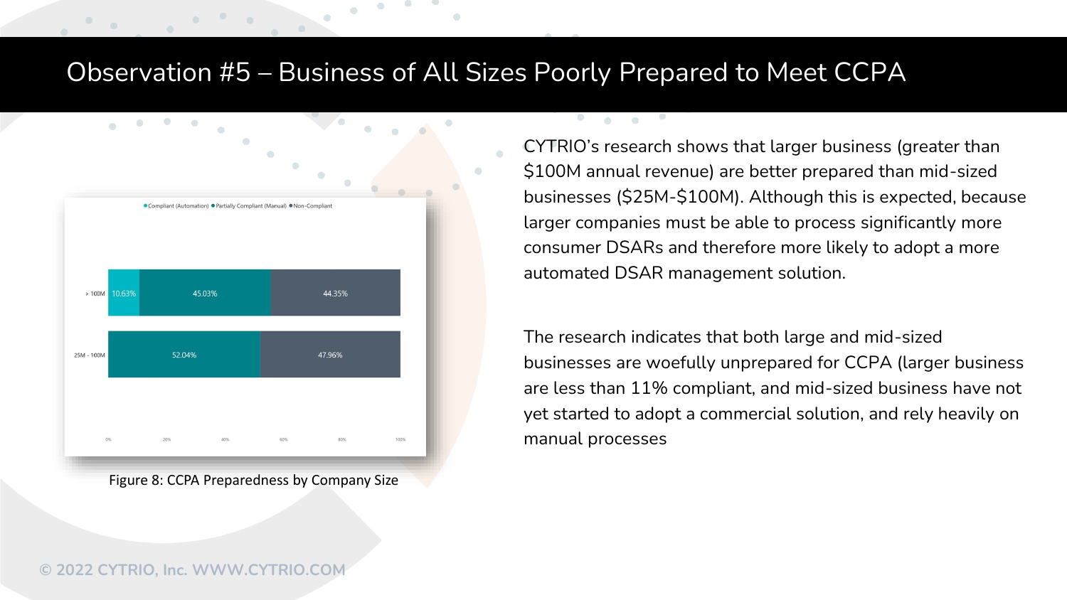# Observation #5 – Business of All Sizes Poorly Prepared to Meet CCPA

| Company Size | Compliant (Automation) | Partially Compliant (Manual) | Non-Compliant |
| --- | --- | --- | --- |
| > 100M | 10.63% | 45.03% | 44.35% |
| 25M - 100M | | 52.04% | 47.96% |

Figure 8: CCPA Preparedness by Company Size

CYTRIO's research shows that larger business (greater than $100M annual revenue) are better prepared than mid-sized businesses ($25M-$100M). Although this is expected, because larger companies must be able to process significantly more consumer DSARs and therefore more likely to adopt a more automated DSAR management solution.

The research indicates that both large and mid-sized businesses are woefully unprepared for CCPA (larger business are less than 11% compliant, and mid-sized business have not yet started to adopt a commercial solution, and rely heavily on manual processes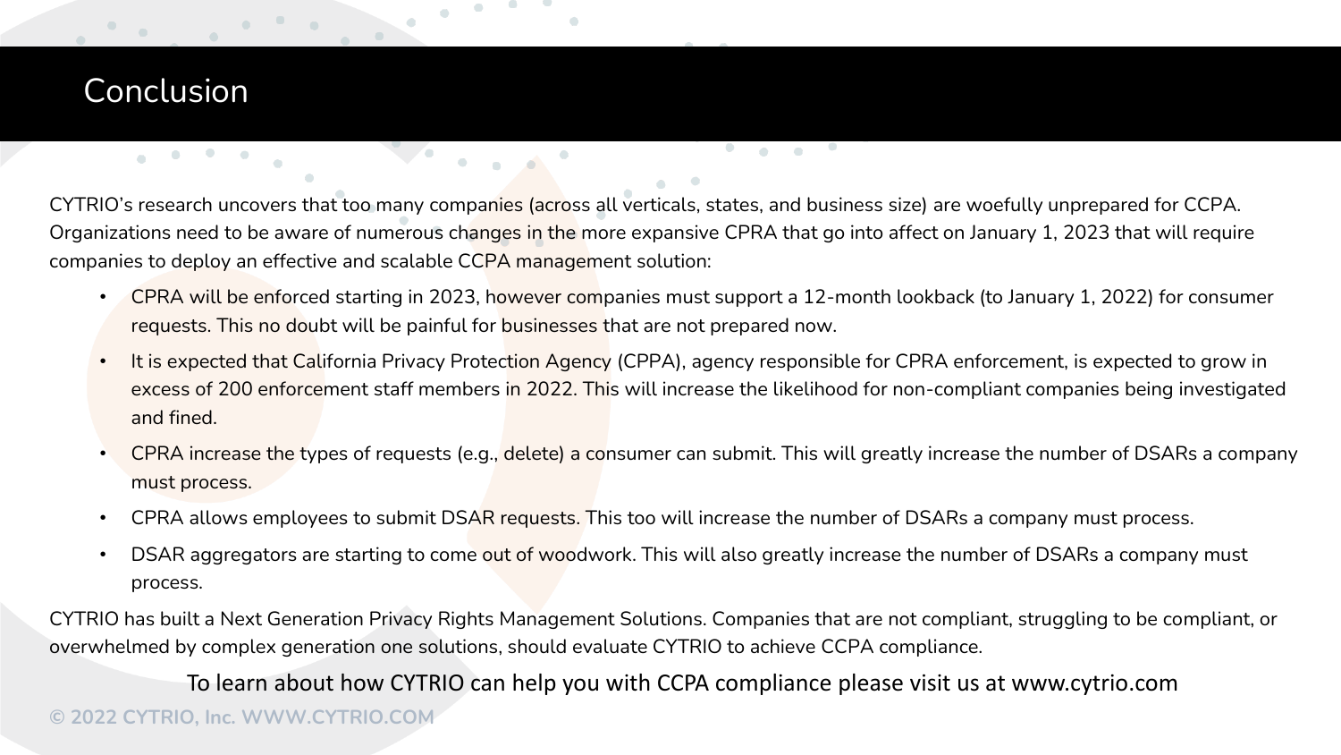# Conclusion

CYTRIO's research uncovers that too many companies (across all verticals, states, and business size) are woefully unprepared for CCPA. Organizations need to be aware of numerous changes in the more expansive CPRA that go into affect on January 1, 2023 that will require companies to deploy an effective and scalable CCPA management solution:

- CPRA will be enforced starting in 2023, however companies must support a 12-month lookback (to January 1, 2022) for consumer requests. This no doubt will be painful for businesses that are not prepared now.
- It is expected that California Privacy Protection Agency (CPPA), agency responsible for CPRA enforcement, is expected to grow in excess of 200 enforcement staff members in 2022. This will increase the likelihood for non-compliant companies being investigated and fined.
- CPRA increase the types of requests (e.g., delete) a consumer can submit. This will greatly increase the number of DSARs a company must process.
- CPRA allows employees to submit DSAR requests. This too will increase the number of DSARs a company must process.
- DSAR aggregators are starting to come out of woodwork. This will also greatly increase the number of DSARs a company must process.

CYTRIO has built a Next Generation Privacy Rights Management Solutions. Companies that are not compliant, struggling to be compliant, or overwhelmed by complex generation one solutions, should evaluate CYTRIO to achieve CCPA compliance.

To learn about how CYTRIO can help you with CCPA compliance please visit us at www.cytrio.com